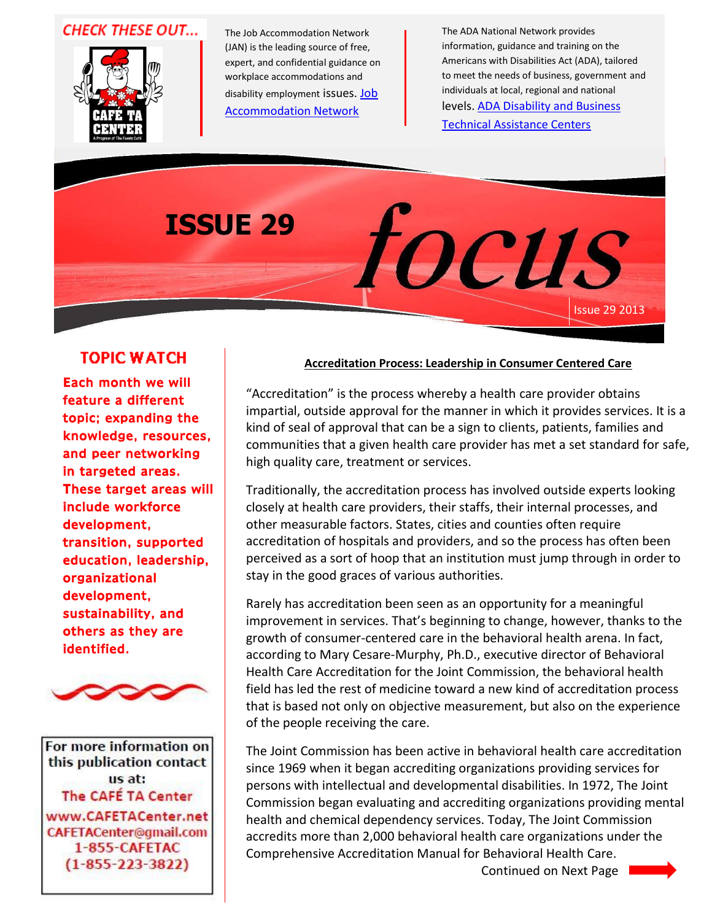## CHECK THESE OUT...

CAFÉ TA CENTER
A Program of The Family Café

The Job Accommodation Network (JAN) is the leading source of free, expert, and confidential guidance on workplace accommodations and disability employment issues. Job Accommodation Network

The ADA National Network provides information, guidance and training on the Americans with Disabilities Act (ADA), tailored to meet the needs of business, government and individuals at local, regional and national levels. ADA Disability and Business Technical Assistance Centers

# ISSUE 29 *focus*

Issue 29 2013

## TOPIC WATCH

**Each month we will feature a different topic; expanding the knowledge, resources, and peer networking in targeted areas. These target areas will include workforce development, transition, supported education, leadership, organizational development, sustainability, and others as they are identified.**

For more information on this publication contact us at:
The CAFÉ TA Center
www.CAFETACenter.net
CAFETACenter@gmail.com
1-855-CAFETAC
(1-855-223-3822)

**Accreditation Process: Leadership in Consumer Centered Care**

“Accreditation” is the process whereby a health care provider obtains impartial, outside approval for the manner in which it provides services. It is a kind of seal of approval that can be a sign to clients, patients, families and communities that a given health care provider has met a set standard for safe, high quality care, treatment or services.

Traditionally, the accreditation process has involved outside experts looking closely at health care providers, their staffs, their internal processes, and other measurable factors. States, cities and counties often require accreditation of hospitals and providers, and so the process has often been perceived as a sort of hoop that an institution must jump through in order to stay in the good graces of various authorities.

Rarely has accreditation been seen as an opportunity for a meaningful improvement in services. That’s beginning to change, however, thanks to the growth of consumer-centered care in the behavioral health arena. In fact, according to Mary Cesare-Murphy, Ph.D., executive director of Behavioral Health Care Accreditation for the Joint Commission, the behavioral health field has led the rest of medicine toward a new kind of accreditation process that is based not only on objective measurement, but also on the experience of the people receiving the care.

The Joint Commission has been active in behavioral health care accreditation since 1969 when it began accrediting organizations providing services for persons with intellectual and developmental disabilities. In 1972, The Joint Commission began evaluating and accrediting organizations providing mental health and chemical dependency services. Today, The Joint Commission accredits more than 2,000 behavioral health care organizations under the Comprehensive Accreditation Manual for Behavioral Health Care.

Continued on Next Page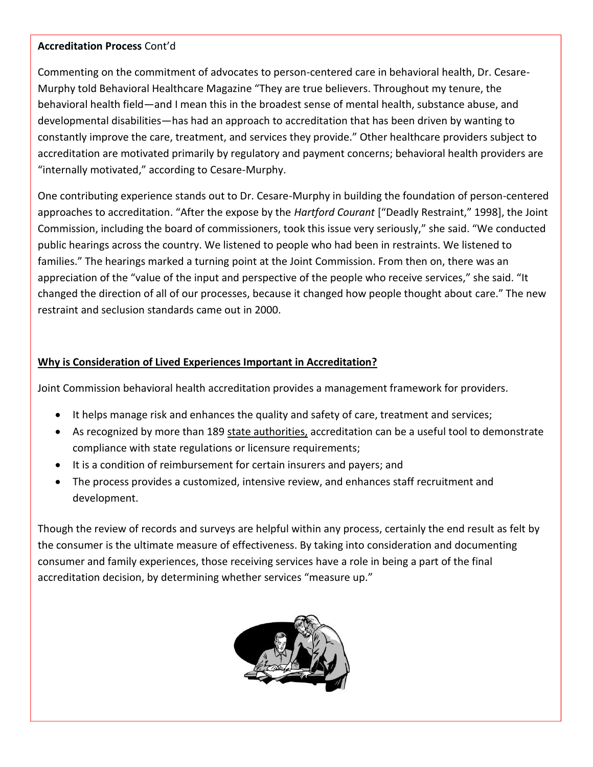**Accreditation Process** Cont'd

Commenting on the commitment of advocates to person-centered care in behavioral health, Dr. Cesare-Murphy told Behavioral Healthcare Magazine "They are true believers. Throughout my tenure, the behavioral health field—and I mean this in the broadest sense of mental health, substance abuse, and developmental disabilities—has had an approach to accreditation that has been driven by wanting to constantly improve the care, treatment, and services they provide." Other healthcare providers subject to accreditation are motivated primarily by regulatory and payment concerns; behavioral health providers are "internally motivated," according to Cesare-Murphy.

One contributing experience stands out to Dr. Cesare-Murphy in building the foundation of person-centered approaches to accreditation. "After the expose by the *Hartford Courant* ["Deadly Restraint," 1998], the Joint Commission, including the board of commissioners, took this issue very seriously," she said. "We conducted public hearings across the country. We listened to people who had been in restraints. We listened to families." The hearings marked a turning point at the Joint Commission. From then on, there was an appreciation of the "value of the input and perspective of the people who receive services," she said. "It changed the direction of all of our processes, because it changed how people thought about care." The new restraint and seclusion standards came out in 2000.

## Why is Consideration of Lived Experiences Important in Accreditation?

Joint Commission behavioral health accreditation provides a management framework for providers.

- It helps manage risk and enhances the quality and safety of care, treatment and services;
- As recognized by more than 189 state authorities, accreditation can be a useful tool to demonstrate compliance with state regulations or licensure requirements;
- It is a condition of reimbursement for certain insurers and payers; and
- The process provides a customized, intensive review, and enhances staff recruitment and development.

Though the review of records and surveys are helpful within any process, certainly the end result as felt by the consumer is the ultimate measure of effectiveness. By taking into consideration and documenting consumer and family experiences, those receiving services have a role in being a part of the final accreditation decision, by determining whether services "measure up."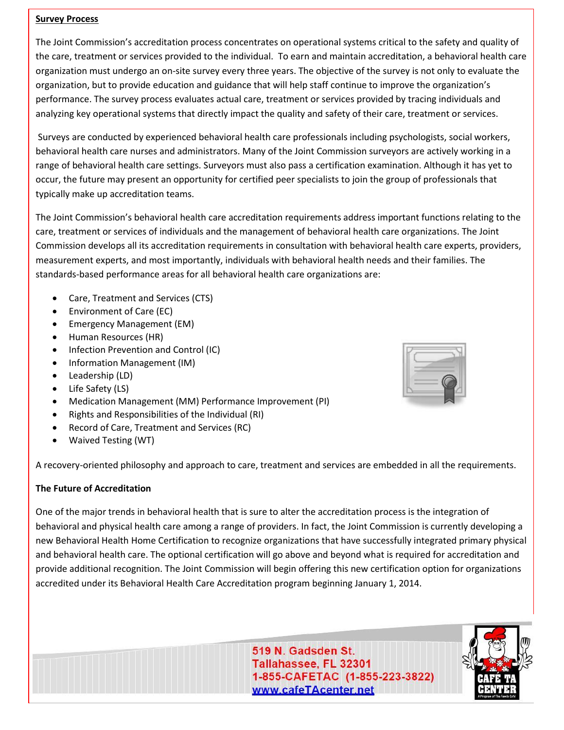**Survey Process**

The Joint Commission's accreditation process concentrates on operational systems critical to the safety and quality of the care, treatment or services provided to the individual. To earn and maintain accreditation, a behavioral health care organization must undergo an on-site survey every three years. The objective of the survey is not only to evaluate the organization, but to provide education and guidance that will help staff continue to improve the organization's performance. The survey process evaluates actual care, treatment or services provided by tracing individuals and analyzing key operational systems that directly impact the quality and safety of their care, treatment or services.

Surveys are conducted by experienced behavioral health care professionals including psychologists, social workers, behavioral health care nurses and administrators. Many of the Joint Commission surveyors are actively working in a range of behavioral health care settings. Surveyors must also pass a certification examination. Although it has yet to occur, the future may present an opportunity for certified peer specialists to join the group of professionals that typically make up accreditation teams.

The Joint Commission's behavioral health care accreditation requirements address important functions relating to the care, treatment or services of individuals and the management of behavioral health care organizations. The Joint Commission develops all its accreditation requirements in consultation with behavioral health care experts, providers, measurement experts, and most importantly, individuals with behavioral health needs and their families. The standards-based performance areas for all behavioral health care organizations are:

- Care, Treatment and Services (CTS)
- Environment of Care (EC)
- Emergency Management (EM)
- Human Resources (HR)
- Infection Prevention and Control (IC)
- Information Management (IM)
- Leadership (LD)
- Life Safety (LS)
- Medication Management (MM) Performance Improvement (PI)
- Rights and Responsibilities of the Individual (RI)
- Record of Care, Treatment and Services (RC)
- Waived Testing (WT)

A recovery-oriented philosophy and approach to care, treatment and services are embedded in all the requirements.

**The Future of Accreditation**

One of the major trends in behavioral health that is sure to alter the accreditation process is the integration of behavioral and physical health care among a range of providers. In fact, the Joint Commission is currently developing a new Behavioral Health Home Certification to recognize organizations that have successfully integrated primary physical and behavioral health care. The optional certification will go above and beyond what is required for accreditation and provide additional recognition. The Joint Commission will begin offering this new certification option for organizations accredited under its Behavioral Health Care Accreditation program beginning January 1, 2014.